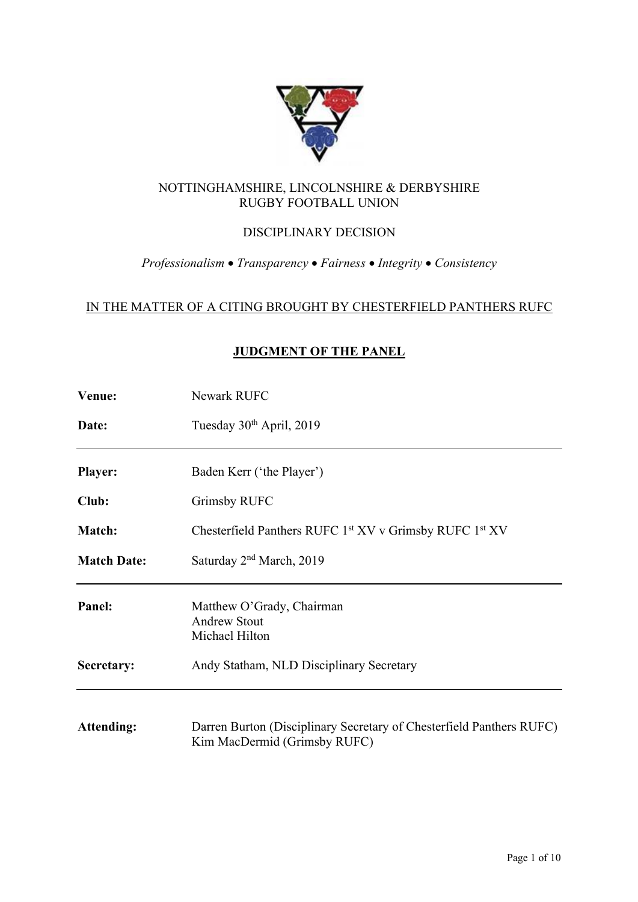NOTTINGHAMSHIRE, LINCOLNSHIRE & DERBYSHIRE
RUGBY FOOTBALL UNION

DISCIPLINARY DECISION

*Professionalism • Transparency • Fairness • Integrity • Consistency*

IN THE MATTER OF A CITING BROUGHT BY CHESTERFIELD PANTHERS RUFC

## JUDGMENT OF THE PANEL

| | |
|---|---|
| **Venue:** | Newark RUFC |
| **Date:** | Tuesday 30th April, 2019 |

---

| | |
|---|---|
| **Player:** | Baden Kerr ('the Player') |
| **Club:** | Grimsby RUFC |
| **Match:** | Chesterfield Panthers RUFC 1st XV v Grimsby RUFC 1st XV |
| **Match Date:** | Saturday 2nd March, 2019 |

---

| | |
|---|---|
| **Panel:** | Matthew O'Grady, Chairman<br>Andrew Stout<br>Michael Hilton |
| **Secretary:** | Andy Statham, NLD Disciplinary Secretary |

---

| | |
|---|---|
| **Attending:** | Darren Burton (Disciplinary Secretary of Chesterfield Panthers RUFC)<br>Kim MacDermid (Grimsby RUFC) |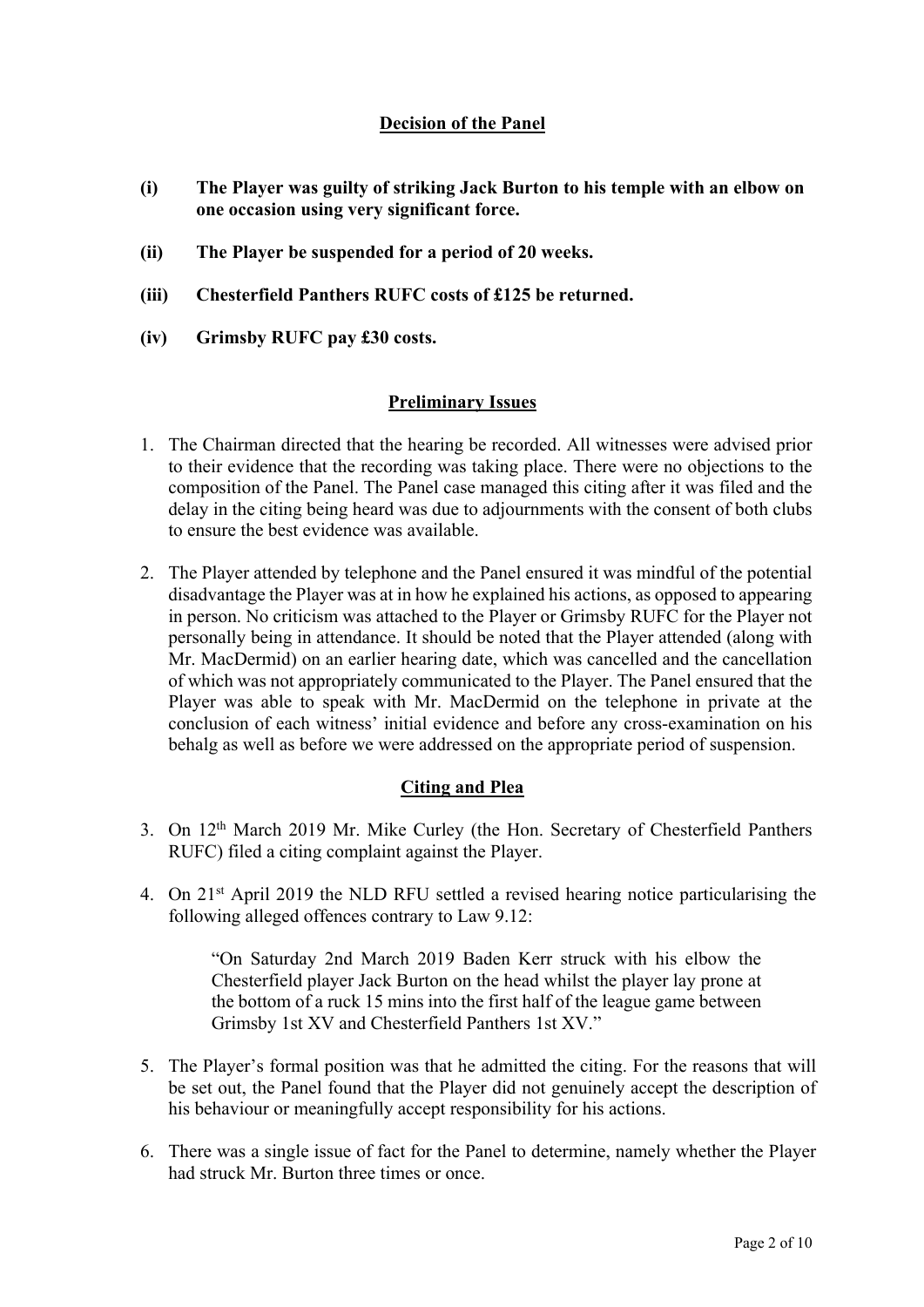## Decision of the Panel

**(i) The Player was guilty of striking Jack Burton to his temple with an elbow on one occasion using very significant force.**

**(ii) The Player be suspended for a period of 20 weeks.**

**(iii) Chesterfield Panthers RUFC costs of £125 be returned.**

**(iv) Grimsby RUFC pay £30 costs.**

## Preliminary Issues

1. The Chairman directed that the hearing be recorded. All witnesses were advised prior to their evidence that the recording was taking place. There were no objections to the composition of the Panel. The Panel case managed this citing after it was filed and the delay in the citing being heard was due to adjournments with the consent of both clubs to ensure the best evidence was available.

2. The Player attended by telephone and the Panel ensured it was mindful of the potential disadvantage the Player was at in how he explained his actions, as opposed to appearing in person. No criticism was attached to the Player or Grimsby RUFC for the Player not personally being in attendance. It should be noted that the Player attended (along with Mr. MacDermid) on an earlier hearing date, which was cancelled and the cancellation of which was not appropriately communicated to the Player. The Panel ensured that the Player was able to speak with Mr. MacDermid on the telephone in private at the conclusion of each witness' initial evidence and before any cross-examination on his behalg as well as before we were addressed on the appropriate period of suspension.

## Citing and Plea

3. On 12th March 2019 Mr. Mike Curley (the Hon. Secretary of Chesterfield Panthers RUFC) filed a citing complaint against the Player.

4. On 21st April 2019 the NLD RFU settled a revised hearing notice particularising the following alleged offences contrary to Law 9.12:

   > "On Saturday 2nd March 2019 Baden Kerr struck with his elbow the Chesterfield player Jack Burton on the head whilst the player lay prone at the bottom of a ruck 15 mins into the first half of the league game between Grimsby 1st XV and Chesterfield Panthers 1st XV."

5. The Player's formal position was that he admitted the citing. For the reasons that will be set out, the Panel found that the Player did not genuinely accept the description of his behaviour or meaningfully accept responsibility for his actions.

6. There was a single issue of fact for the Panel to determine, namely whether the Player had struck Mr. Burton three times or once.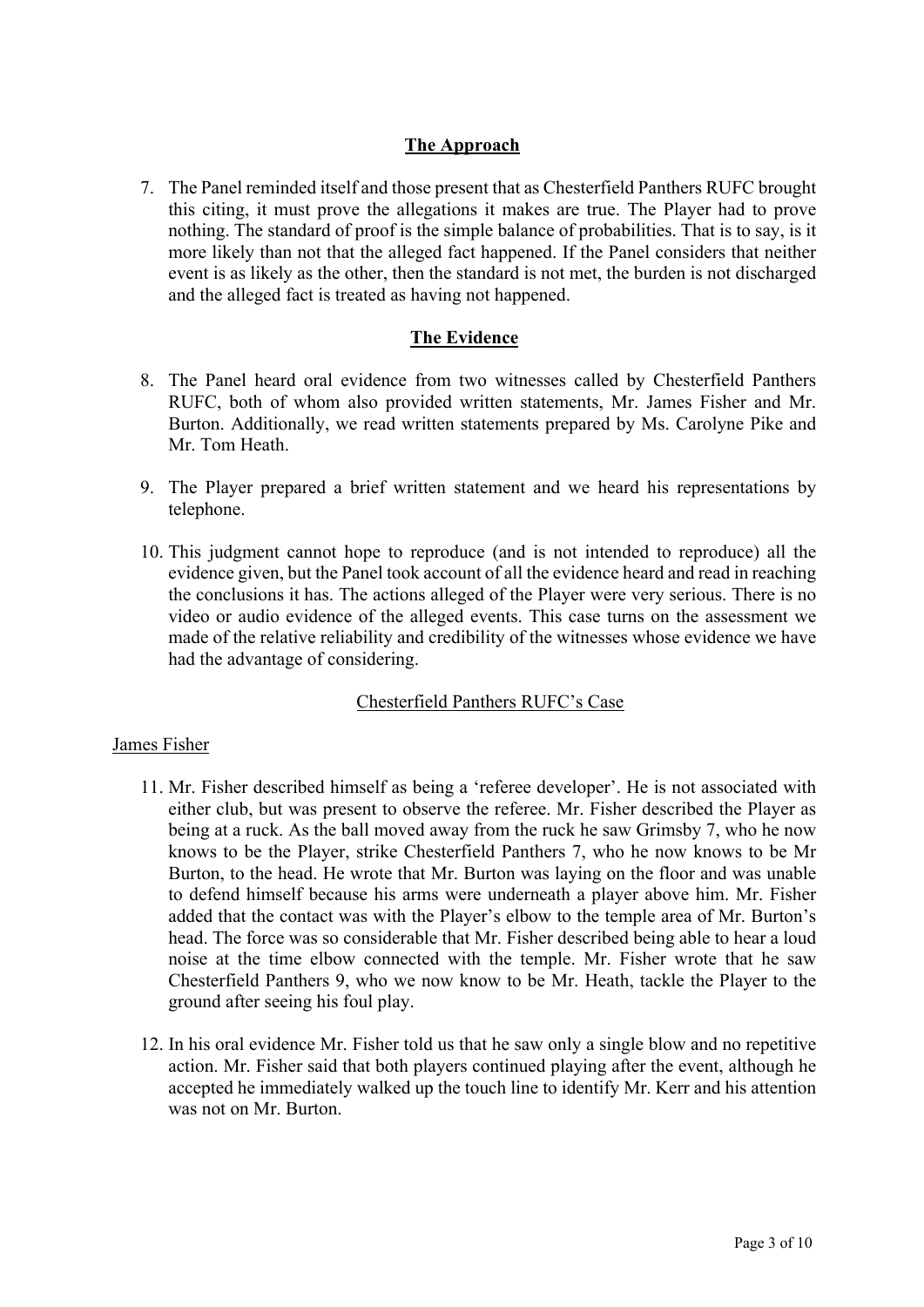## The Approach

7. The Panel reminded itself and those present that as Chesterfield Panthers RUFC brought this citing, it must prove the allegations it makes are true. The Player had to prove nothing. The standard of proof is the simple balance of probabilities. That is to say, is it more likely than not that the alleged fact happened. If the Panel considers that neither event is as likely as the other, then the standard is not met, the burden is not discharged and the alleged fact is treated as having not happened.

## The Evidence

8. The Panel heard oral evidence from two witnesses called by Chesterfield Panthers RUFC, both of whom also provided written statements, Mr. James Fisher and Mr. Burton. Additionally, we read written statements prepared by Ms. Carolyne Pike and Mr. Tom Heath.

9. The Player prepared a brief written statement and we heard his representations by telephone.

10. This judgment cannot hope to reproduce (and is not intended to reproduce) all the evidence given, but the Panel took account of all the evidence heard and read in reaching the conclusions it has. The actions alleged of the Player were very serious. There is no video or audio evidence of the alleged events. This case turns on the assessment we made of the relative reliability and credibility of the witnesses whose evidence we have had the advantage of considering.

### Chesterfield Panthers RUFC's Case

#### James Fisher

11. Mr. Fisher described himself as being a 'referee developer'. He is not associated with either club, but was present to observe the referee. Mr. Fisher described the Player as being at a ruck. As the ball moved away from the ruck he saw Grimsby 7, who he now knows to be the Player, strike Chesterfield Panthers 7, who he now knows to be Mr Burton, to the head. He wrote that Mr. Burton was laying on the floor and was unable to defend himself because his arms were underneath a player above him. Mr. Fisher added that the contact was with the Player's elbow to the temple area of Mr. Burton's head. The force was so considerable that Mr. Fisher described being able to hear a loud noise at the time elbow connected with the temple. Mr. Fisher wrote that he saw Chesterfield Panthers 9, who we now know to be Mr. Heath, tackle the Player to the ground after seeing his foul play.

12. In his oral evidence Mr. Fisher told us that he saw only a single blow and no repetitive action. Mr. Fisher said that both players continued playing after the event, although he accepted he immediately walked up the touch line to identify Mr. Kerr and his attention was not on Mr. Burton.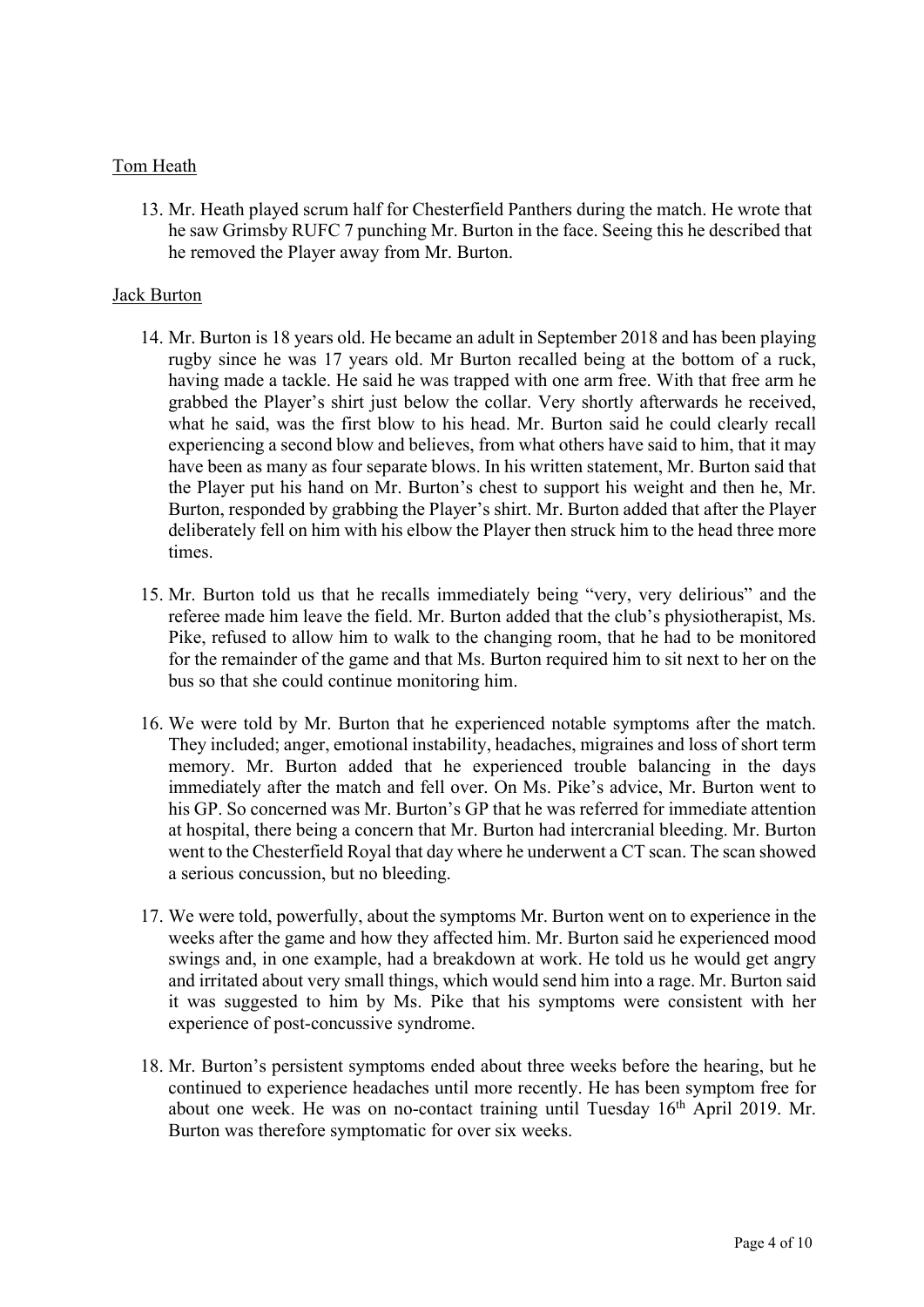Tom Heath

13. Mr. Heath played scrum half for Chesterfield Panthers during the match. He wrote that he saw Grimsby RUFC 7 punching Mr. Burton in the face. Seeing this he described that he removed the Player away from Mr. Burton.

Jack Burton

14. Mr. Burton is 18 years old. He became an adult in September 2018 and has been playing rugby since he was 17 years old. Mr Burton recalled being at the bottom of a ruck, having made a tackle. He said he was trapped with one arm free. With that free arm he grabbed the Player's shirt just below the collar. Very shortly afterwards he received, what he said, was the first blow to his head. Mr. Burton said he could clearly recall experiencing a second blow and believes, from what others have said to him, that it may have been as many as four separate blows. In his written statement, Mr. Burton said that the Player put his hand on Mr. Burton's chest to support his weight and then he, Mr. Burton, responded by grabbing the Player's shirt. Mr. Burton added that after the Player deliberately fell on him with his elbow the Player then struck him to the head three more times.

15. Mr. Burton told us that he recalls immediately being "very, very delirious" and the referee made him leave the field. Mr. Burton added that the club's physiotherapist, Ms. Pike, refused to allow him to walk to the changing room, that he had to be monitored for the remainder of the game and that Ms. Burton required him to sit next to her on the bus so that she could continue monitoring him.

16. We were told by Mr. Burton that he experienced notable symptoms after the match. They included; anger, emotional instability, headaches, migraines and loss of short term memory. Mr. Burton added that he experienced trouble balancing in the days immediately after the match and fell over. On Ms. Pike's advice, Mr. Burton went to his GP. So concerned was Mr. Burton's GP that he was referred for immediate attention at hospital, there being a concern that Mr. Burton had intercranial bleeding. Mr. Burton went to the Chesterfield Royal that day where he underwent a CT scan. The scan showed a serious concussion, but no bleeding.

17. We were told, powerfully, about the symptoms Mr. Burton went on to experience in the weeks after the game and how they affected him. Mr. Burton said he experienced mood swings and, in one example, had a breakdown at work. He told us he would get angry and irritated about very small things, which would send him into a rage. Mr. Burton said it was suggested to him by Ms. Pike that his symptoms were consistent with her experience of post-concussive syndrome.

18. Mr. Burton's persistent symptoms ended about three weeks before the hearing, but he continued to experience headaches until more recently. He has been symptom free for about one week. He was on no-contact training until Tuesday 16th April 2019. Mr. Burton was therefore symptomatic for over six weeks.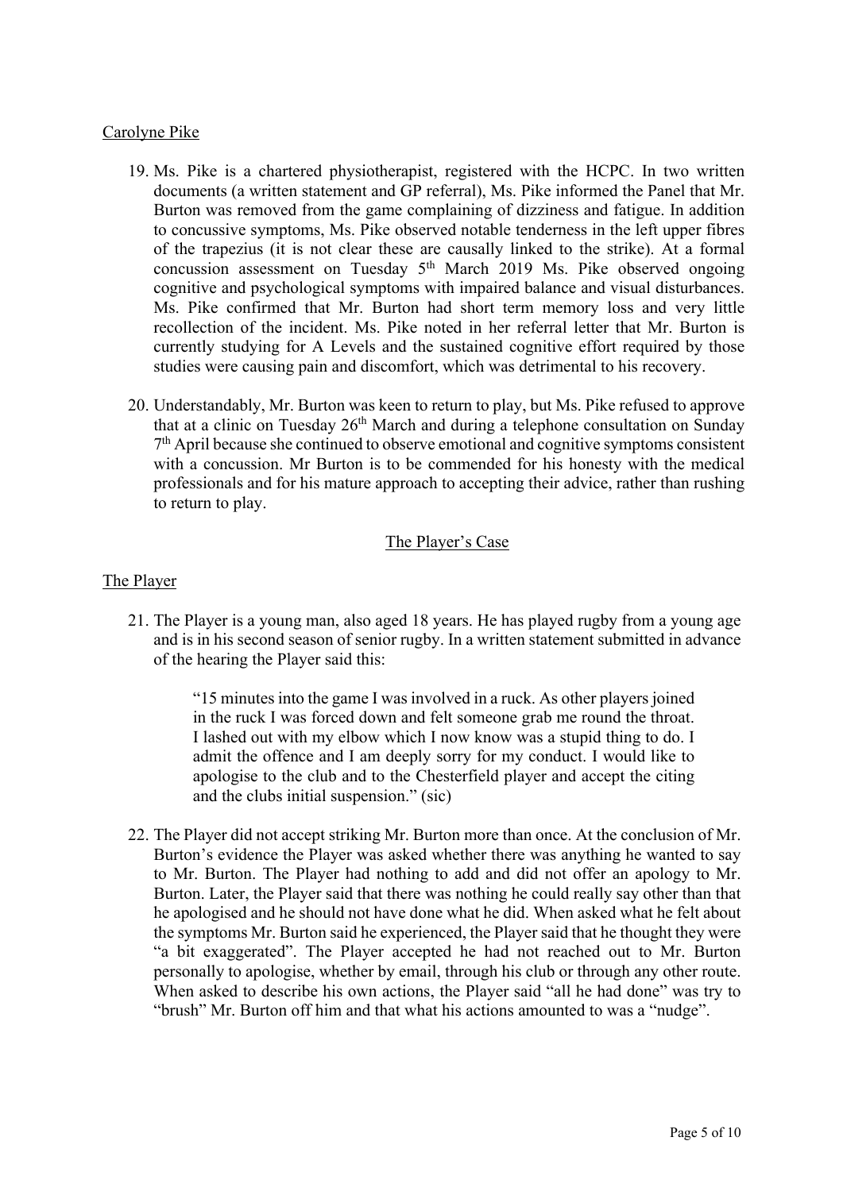Carolyne Pike

19. Ms. Pike is a chartered physiotherapist, registered with the HCPC. In two written documents (a written statement and GP referral), Ms. Pike informed the Panel that Mr. Burton was removed from the game complaining of dizziness and fatigue. In addition to concussive symptoms, Ms. Pike observed notable tenderness in the left upper fibres of the trapezius (it is not clear these are causally linked to the strike). At a formal concussion assessment on Tuesday 5th March 2019 Ms. Pike observed ongoing cognitive and psychological symptoms with impaired balance and visual disturbances. Ms. Pike confirmed that Mr. Burton had short term memory loss and very little recollection of the incident. Ms. Pike noted in her referral letter that Mr. Burton is currently studying for A Levels and the sustained cognitive effort required by those studies were causing pain and discomfort, which was detrimental to his recovery.

20. Understandably, Mr. Burton was keen to return to play, but Ms. Pike refused to approve that at a clinic on Tuesday 26th March and during a telephone consultation on Sunday 7th April because she continued to observe emotional and cognitive symptoms consistent with a concussion. Mr Burton is to be commended for his honesty with the medical professionals and for his mature approach to accepting their advice, rather than rushing to return to play.

## The Player's Case

The Player

21. The Player is a young man, also aged 18 years. He has played rugby from a young age and is in his second season of senior rugby. In a written statement submitted in advance of the hearing the Player said this:

    > "15 minutes into the game I was involved in a ruck. As other players joined in the ruck I was forced down and felt someone grab me round the throat. I lashed out with my elbow which I now know was a stupid thing to do. I admit the offence and I am deeply sorry for my conduct. I would like to apologise to the club and to the Chesterfield player and accept the citing and the clubs initial suspension." (sic)

22. The Player did not accept striking Mr. Burton more than once. At the conclusion of Mr. Burton's evidence the Player was asked whether there was anything he wanted to say to Mr. Burton. The Player had nothing to add and did not offer an apology to Mr. Burton. Later, the Player said that there was nothing he could really say other than that he apologised and he should not have done what he did. When asked what he felt about the symptoms Mr. Burton said he experienced, the Player said that he thought they were "a bit exaggerated". The Player accepted he had not reached out to Mr. Burton personally to apologise, whether by email, through his club or through any other route. When asked to describe his own actions, the Player said "all he had done" was try to "brush" Mr. Burton off him and that what his actions amounted to was a "nudge".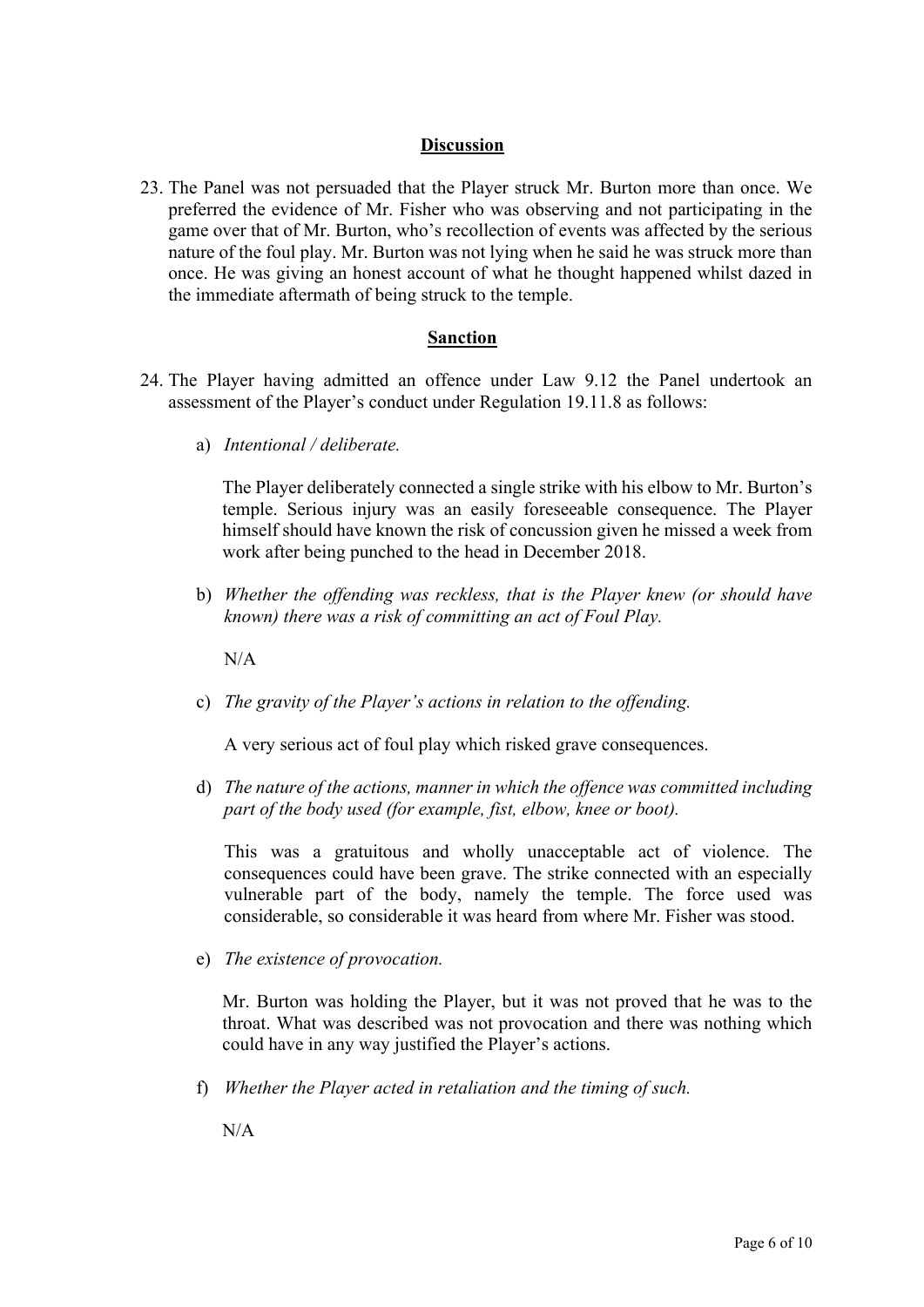## Discussion

23. The Panel was not persuaded that the Player struck Mr. Burton more than once. We preferred the evidence of Mr. Fisher who was observing and not participating in the game over that of Mr. Burton, who's recollection of events was affected by the serious nature of the foul play. Mr. Burton was not lying when he said he was struck more than once. He was giving an honest account of what he thought happened whilst dazed in the immediate aftermath of being struck to the temple.

## Sanction

24. The Player having admitted an offence under Law 9.12 the Panel undertook an assessment of the Player's conduct under Regulation 19.11.8 as follows:

    a) *Intentional / deliberate.*

       The Player deliberately connected a single strike with his elbow to Mr. Burton's temple. Serious injury was an easily foreseeable consequence. The Player himself should have known the risk of concussion given he missed a week from work after being punched to the head in December 2018.

    b) *Whether the offending was reckless, that is the Player knew (or should have known) there was a risk of committing an act of Foul Play.*

       N/A

    c) *The gravity of the Player's actions in relation to the offending.*

       A very serious act of foul play which risked grave consequences.

    d) *The nature of the actions, manner in which the offence was committed including part of the body used (for example, fist, elbow, knee or boot).*

       This was a gratuitous and wholly unacceptable act of violence. The consequences could have been grave. The strike connected with an especially vulnerable part of the body, namely the temple. The force used was considerable, so considerable it was heard from where Mr. Fisher was stood.

    e) *The existence of provocation.*

       Mr. Burton was holding the Player, but it was not proved that he was to the throat. What was described was not provocation and there was nothing which could have in any way justified the Player's actions.

    f) *Whether the Player acted in retaliation and the timing of such.*

       N/A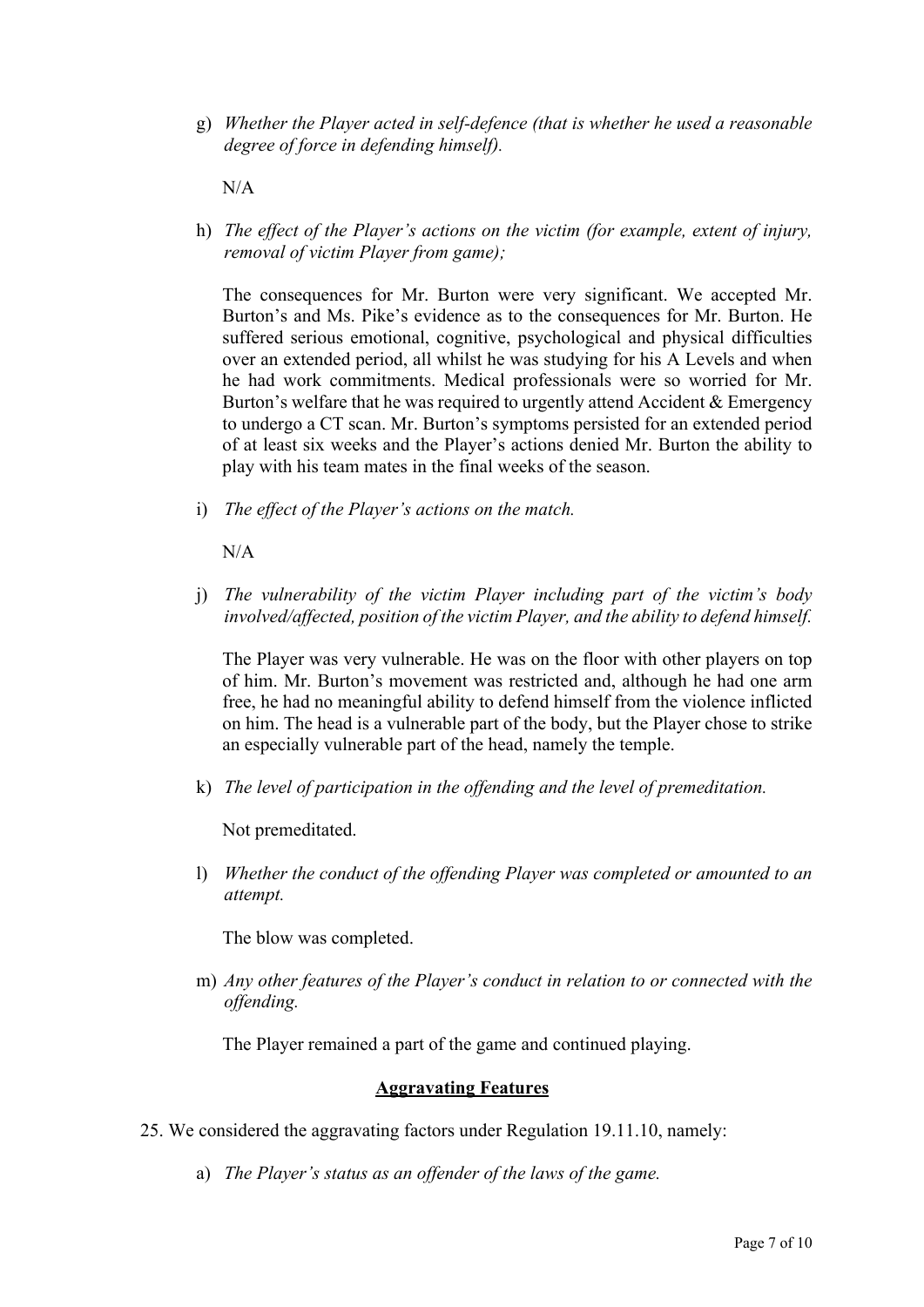g) *Whether the Player acted in self-defence (that is whether he used a reasonable degree of force in defending himself).*

   N/A

h) *The effect of the Player's actions on the victim (for example, extent of injury, removal of victim Player from game);*

   The consequences for Mr. Burton were very significant. We accepted Mr. Burton's and Ms. Pike's evidence as to the consequences for Mr. Burton. He suffered serious emotional, cognitive, psychological and physical difficulties over an extended period, all whilst he was studying for his A Levels and when he had work commitments. Medical professionals were so worried for Mr. Burton's welfare that he was required to urgently attend Accident & Emergency to undergo a CT scan. Mr. Burton's symptoms persisted for an extended period of at least six weeks and the Player's actions denied Mr. Burton the ability to play with his team mates in the final weeks of the season.

i) *The effect of the Player's actions on the match.*

   N/A

j) *The vulnerability of the victim Player including part of the victim's body involved/affected, position of the victim Player, and the ability to defend himself.*

   The Player was very vulnerable. He was on the floor with other players on top of him. Mr. Burton's movement was restricted and, although he had one arm free, he had no meaningful ability to defend himself from the violence inflicted on him. The head is a vulnerable part of the body, but the Player chose to strike an especially vulnerable part of the head, namely the temple.

k) *The level of participation in the offending and the level of premeditation.*

   Not premeditated.

l) *Whether the conduct of the offending Player was completed or amounted to an attempt.*

   The blow was completed.

m) *Any other features of the Player's conduct in relation to or connected with the offending.*

   The Player remained a part of the game and continued playing.

## Aggravating Features

25. We considered the aggravating factors under Regulation 19.11.10, namely:

a) *The Player's status as an offender of the laws of the game.*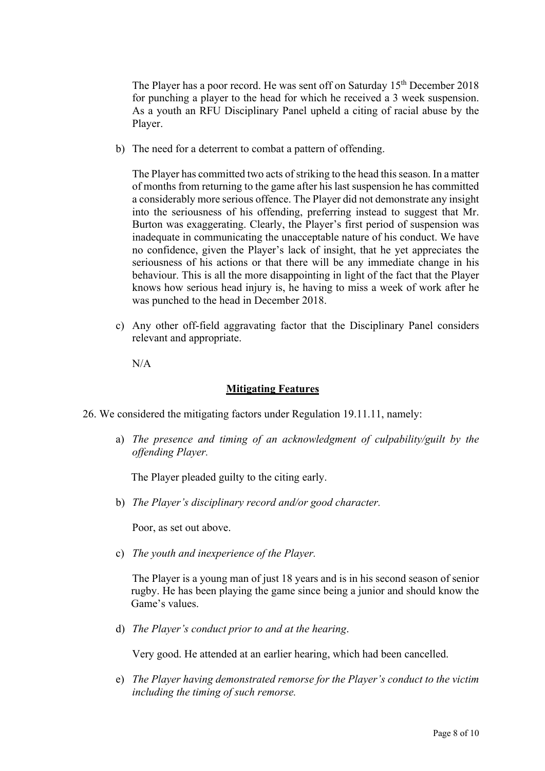The Player has a poor record. He was sent off on Saturday 15th December 2018 for punching a player to the head for which he received a 3 week suspension. As a youth an RFU Disciplinary Panel upheld a citing of racial abuse by the Player.

b) The need for a deterrent to combat a pattern of offending.

The Player has committed two acts of striking to the head this season. In a matter of months from returning to the game after his last suspension he has committed a considerably more serious offence. The Player did not demonstrate any insight into the seriousness of his offending, preferring instead to suggest that Mr. Burton was exaggerating. Clearly, the Player's first period of suspension was inadequate in communicating the unacceptable nature of his conduct. We have no confidence, given the Player's lack of insight, that he yet appreciates the seriousness of his actions or that there will be any immediate change in his behaviour. This is all the more disappointing in light of the fact that the Player knows how serious head injury is, he having to miss a week of work after he was punched to the head in December 2018.

c) Any other off-field aggravating factor that the Disciplinary Panel considers relevant and appropriate.

N/A

## **Mitigating Features**

26. We considered the mitigating factors under Regulation 19.11.11, namely:

a) *The presence and timing of an acknowledgment of culpability/guilt by the offending Player.*

The Player pleaded guilty to the citing early.

b) *The Player's disciplinary record and/or good character.*

Poor, as set out above.

c) *The youth and inexperience of the Player.*

The Player is a young man of just 18 years and is in his second season of senior rugby. He has been playing the game since being a junior and should know the Game's values.

d) *The Player's conduct prior to and at the hearing*.

Very good. He attended at an earlier hearing, which had been cancelled.

e) *The Player having demonstrated remorse for the Player's conduct to the victim including the timing of such remorse.*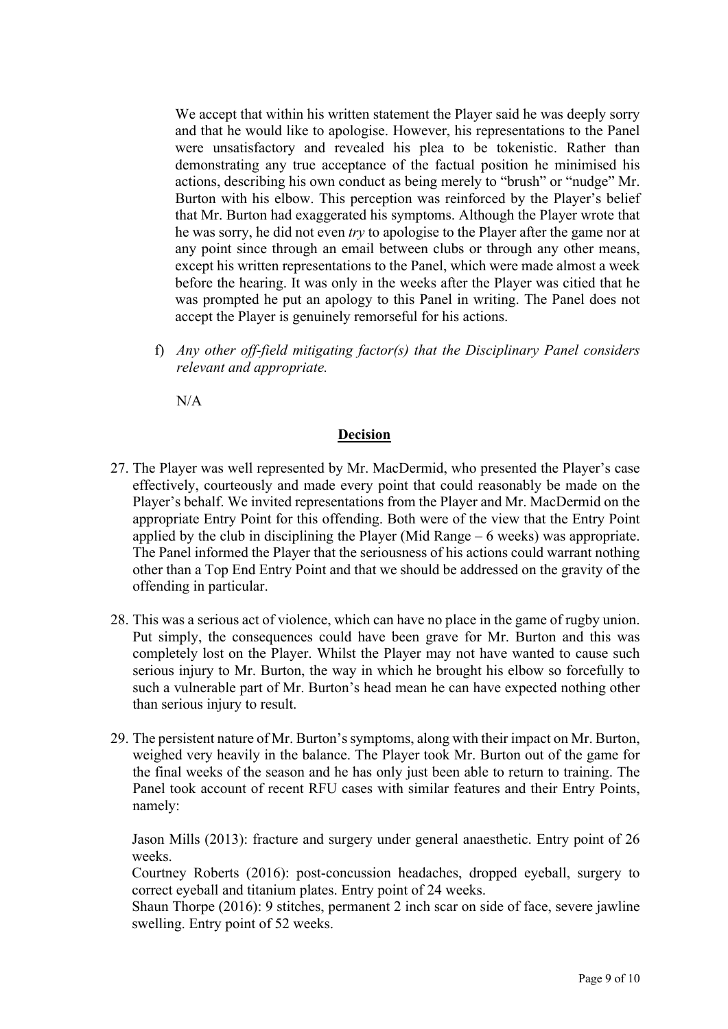We accept that within his written statement the Player said he was deeply sorry and that he would like to apologise. However, his representations to the Panel were unsatisfactory and revealed his plea to be tokenistic. Rather than demonstrating any true acceptance of the factual position he minimised his actions, describing his own conduct as being merely to "brush" or "nudge" Mr. Burton with his elbow. This perception was reinforced by the Player's belief that Mr. Burton had exaggerated his symptoms. Although the Player wrote that he was sorry, he did not even *try* to apologise to the Player after the game nor at any point since through an email between clubs or through any other means, except his written representations to the Panel, which were made almost a week before the hearing. It was only in the weeks after the Player was citied that he was prompted he put an apology to this Panel in writing. The Panel does not accept the Player is genuinely remorseful for his actions.

f) *Any other off-field mitigating factor(s) that the Disciplinary Panel considers relevant and appropriate.*

N/A

## **Decision**

27. The Player was well represented by Mr. MacDermid, who presented the Player's case effectively, courteously and made every point that could reasonably be made on the Player's behalf. We invited representations from the Player and Mr. MacDermid on the appropriate Entry Point for this offending. Both were of the view that the Entry Point applied by the club in disciplining the Player (Mid Range – 6 weeks) was appropriate. The Panel informed the Player that the seriousness of his actions could warrant nothing other than a Top End Entry Point and that we should be addressed on the gravity of the offending in particular.

28. This was a serious act of violence, which can have no place in the game of rugby union. Put simply, the consequences could have been grave for Mr. Burton and this was completely lost on the Player. Whilst the Player may not have wanted to cause such serious injury to Mr. Burton, the way in which he brought his elbow so forcefully to such a vulnerable part of Mr. Burton's head mean he can have expected nothing other than serious injury to result.

29. The persistent nature of Mr. Burton's symptoms, along with their impact on Mr. Burton, weighed very heavily in the balance. The Player took Mr. Burton out of the game for the final weeks of the season and he has only just been able to return to training. The Panel took account of recent RFU cases with similar features and their Entry Points, namely:

    Jason Mills (2013): fracture and surgery under general anaesthetic. Entry point of 26 weeks.

    Courtney Roberts (2016): post-concussion headaches, dropped eyeball, surgery to correct eyeball and titanium plates. Entry point of 24 weeks.

    Shaun Thorpe (2016): 9 stitches, permanent 2 inch scar on side of face, severe jawline swelling. Entry point of 52 weeks.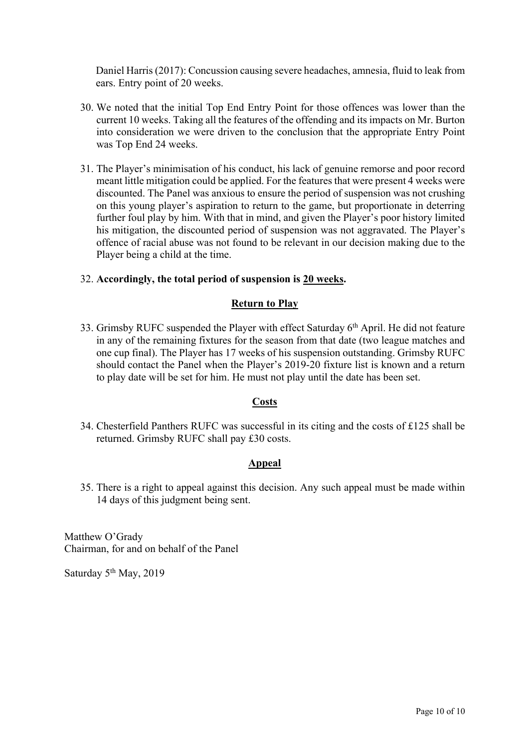Daniel Harris (2017): Concussion causing severe headaches, amnesia, fluid to leak from ears. Entry point of 20 weeks.

30. We noted that the initial Top End Entry Point for those offences was lower than the current 10 weeks. Taking all the features of the offending and its impacts on Mr. Burton into consideration we were driven to the conclusion that the appropriate Entry Point was Top End 24 weeks.

31. The Player's minimisation of his conduct, his lack of genuine remorse and poor record meant little mitigation could be applied. For the features that were present 4 weeks were discounted. The Panel was anxious to ensure the period of suspension was not crushing on this young player's aspiration to return to the game, but proportionate in deterring further foul play by him. With that in mind, and given the Player's poor history limited his mitigation, the discounted period of suspension was not aggravated. The Player's offence of racial abuse was not found to be relevant in our decision making due to the Player being a child at the time.

32. **Accordingly, the total period of suspension is <u>20 weeks</u>.**

## Return to Play

33. Grimsby RUFC suspended the Player with effect Saturday 6th April. He did not feature in any of the remaining fixtures for the season from that date (two league matches and one cup final). The Player has 17 weeks of his suspension outstanding. Grimsby RUFC should contact the Panel when the Player's 2019-20 fixture list is known and a return to play date will be set for him. He must not play until the date has been set.

## Costs

34. Chesterfield Panthers RUFC was successful in its citing and the costs of £125 shall be returned. Grimsby RUFC shall pay £30 costs.

## Appeal

35. There is a right to appeal against this decision. Any such appeal must be made within 14 days of this judgment being sent.

Matthew O'Grady
Chairman, for and on behalf of the Panel

Saturday 5th May, 2019